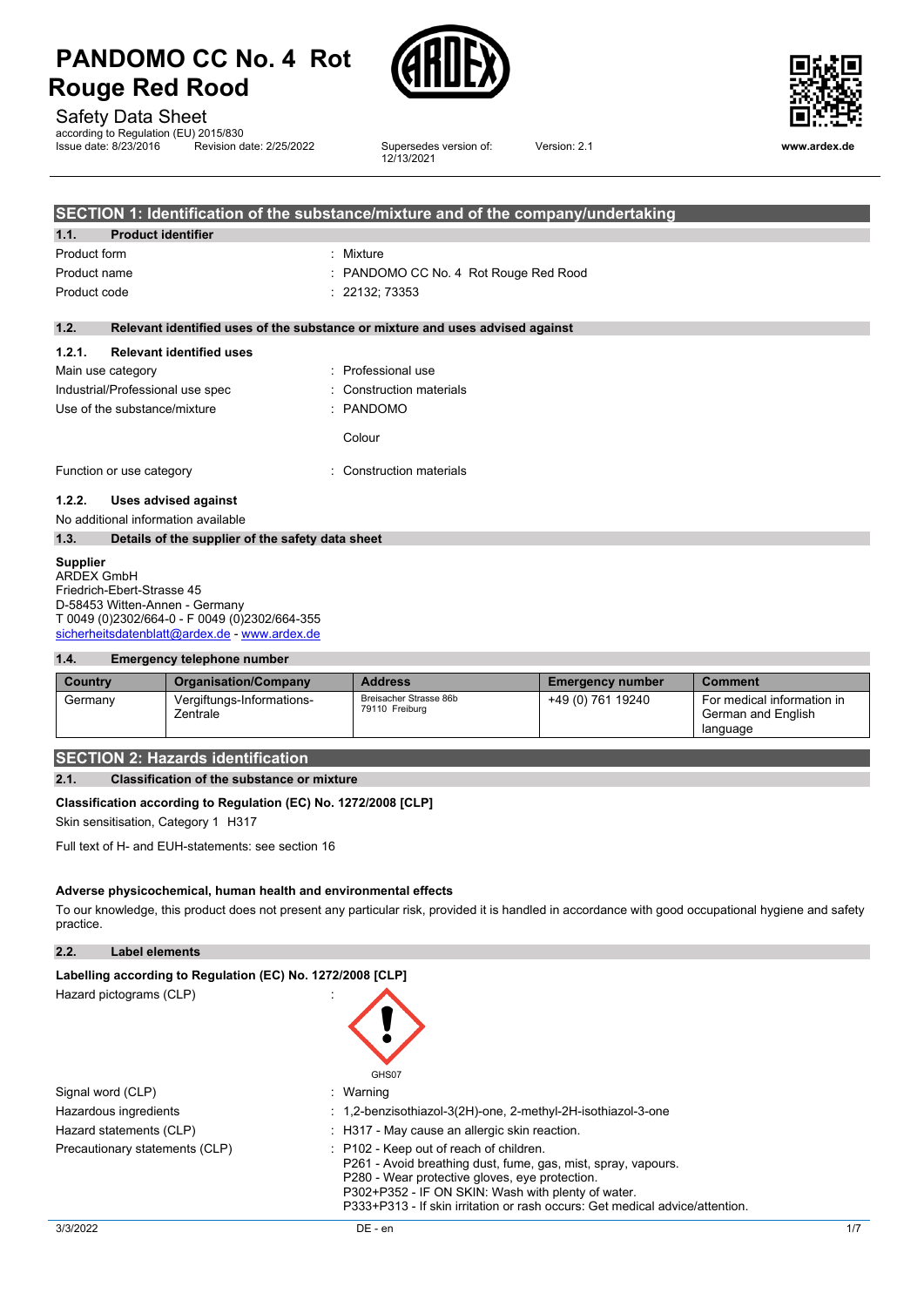# PANDOMO CC No. 4 Rot Rouge Red Rood

Safety Data Sheet

according to Regulation (EU) 2015/830

Issue date: 8/23/2016 Revision date: 2/25/2022 Supersedes version of: 12/13/2021 Version: 2.1

www.ardex.de

## SECTION 1: Identification of the substance/mixture and of the company/undertaking

### 1.1. Product identifier

Product form : Mixture

Product name : PANDOMO CC No. 4 Rot Rouge Red Rood

Product code : 22132; 73353

### 1.2. Relevant identified uses of the substance or mixture and uses advised against

#### 1.2.1. Relevant identified uses

Main use category : Professional use

Industrial/Professional use spec : Construction materials

Use of the substance/mixture : PANDOMO

Colour

Function or use category : Construction materials

#### 1.2.2. Uses advised against

No additional information available

### 1.3. Details of the supplier of the safety data sheet

**Supplier**
ARDEX GmbH
Friedrich-Ebert-Strasse 45
D-58453 Witten-Annen - Germany
T 0049 (0)2302/664-0 - F 0049 (0)2302/664-355
sicherheitsdatenblatt@ardex.de - www.ardex.de

### 1.4. Emergency telephone number

| Country | Organisation/Company | Address | Emergency number | Comment |
|---|---|---|---|---|
| Germany | Vergiftungs-Informations-Zentrale | Breisacher Strasse 86b 79110 Freiburg | +49 (0) 761 19240 | For medical information in German and English language |

## SECTION 2: Hazards identification

### 2.1. Classification of the substance or mixture

**Classification according to Regulation (EC) No. 1272/2008 [CLP]**

Skin sensitisation, Category 1 H317

Full text of H- and EUH-statements: see section 16

**Adverse physicochemical, human health and environmental effects**

To our knowledge, this product does not present any particular risk, provided it is handled in accordance with good occupational hygiene and safety practice.

### 2.2. Label elements

**Labelling according to Regulation (EC) No. 1272/2008 [CLP]**

Hazard pictograms (CLP) :

GHS07

Signal word (CLP) : Warning

Hazardous ingredients : 1,2-benzisothiazol-3(2H)-one, 2-methyl-2H-isothiazol-3-one

Hazard statements (CLP) : H317 - May cause an allergic skin reaction.

Precautionary statements (CLP) : P102 - Keep out of reach of children.
P261 - Avoid breathing dust, fume, gas, mist, spray, vapours.
P280 - Wear protective gloves, eye protection.
P302+P352 - IF ON SKIN: Wash with plenty of water.
P333+P313 - If skin irritation or rash occurs: Get medical advice/attention.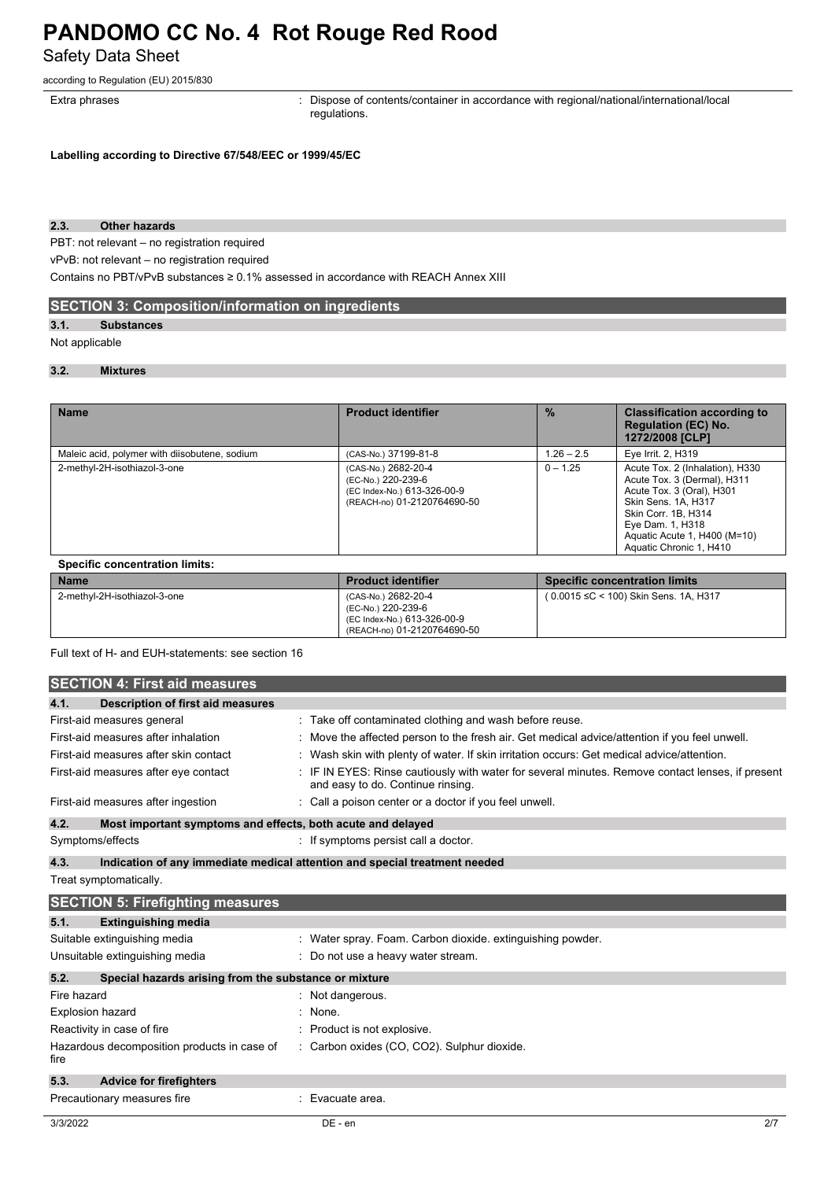| | |
|---|---|
| Extra phrases | : Dispose of contents/container in accordance with regional/national/international/local regulations. |

**Labelling according to Directive 67/548/EEC or 1999/45/EC**

### 2.3. Other hazards

PBT: not relevant – no registration required

vPvB: not relevant – no registration required

Contains no PBT/vPvB substances ≥ 0.1% assessed in accordance with REACH Annex XIII

## SECTION 3: Composition/information on ingredients

### 3.1. Substances

Not applicable

### 3.2. Mixtures

| Name | Product identifier | % | Classification according to Regulation (EC) No. 1272/2008 [CLP] |
|---|---|---|---|
| Maleic acid, polymer with diisobutene, sodium | (CAS-No.) 37199-81-8 | 1.26 – 2.5 | Eye Irrit. 2, H319 |
| 2-methyl-2H-isothiazol-3-one | (CAS-No.) 2682-20-4<br>(EC-No.) 220-239-6<br>(EC Index-No.) 613-326-00-9<br>(REACH-no) 01-2120764690-50 | 0 – 1.25 | Acute Tox. 2 (Inhalation), H330<br>Acute Tox. 3 (Dermal), H311<br>Acute Tox. 3 (Oral), H301<br>Skin Sens. 1A, H317<br>Skin Corr. 1B, H314<br>Eye Dam. 1, H318<br>Aquatic Acute 1, H400 (M=10)<br>Aquatic Chronic 1, H410 |

**Specific concentration limits:**

| Name | Product identifier | Specific concentration limits |
|---|---|---|
| 2-methyl-2H-isothiazol-3-one | (CAS-No.) 2682-20-4<br>(EC-No.) 220-239-6<br>(EC Index-No.) 613-326-00-9<br>(REACH-no) 01-2120764690-50 | ( 0.0015 ≤C < 100) Skin Sens. 1A, H317 |

Full text of H- and EUH-statements: see section 16

## SECTION 4: First aid measures

### 4.1. Description of first aid measures

| | |
|---|---|
| First-aid measures general | : Take off contaminated clothing and wash before reuse. |
| First-aid measures after inhalation | : Move the affected person to the fresh air. Get medical advice/attention if you feel unwell. |
| First-aid measures after skin contact | : Wash skin with plenty of water. If skin irritation occurs: Get medical advice/attention. |
| First-aid measures after eye contact | : IF IN EYES: Rinse cautiously with water for several minutes. Remove contact lenses, if present and easy to do. Continue rinsing. |
| First-aid measures after ingestion | : Call a poison center or a doctor if you feel unwell. |

### 4.2. Most important symptoms and effects, both acute and delayed

| | |
|---|---|
| Symptoms/effects | : If symptoms persist call a doctor. |

### 4.3. Indication of any immediate medical attention and special treatment needed

Treat symptomatically.

## SECTION 5: Firefighting measures

### 5.1. Extinguishing media

| | |
|---|---|
| Suitable extinguishing media | : Water spray. Foam. Carbon dioxide. extinguishing powder. |
| Unsuitable extinguishing media | : Do not use a heavy water stream. |

### 5.2. Special hazards arising from the substance or mixture

| | |
|---|---|
| Fire hazard | : Not dangerous. |
| Explosion hazard | : None. |
| Reactivity in case of fire | : Product is not explosive. |
| Hazardous decomposition products in case of fire | : Carbon oxides (CO, $CO_2$). Sulphur dioxide. |

### 5.3. Advice for firefighters

| | |
|---|---|
| Precautionary measures fire | : Evacuate area. |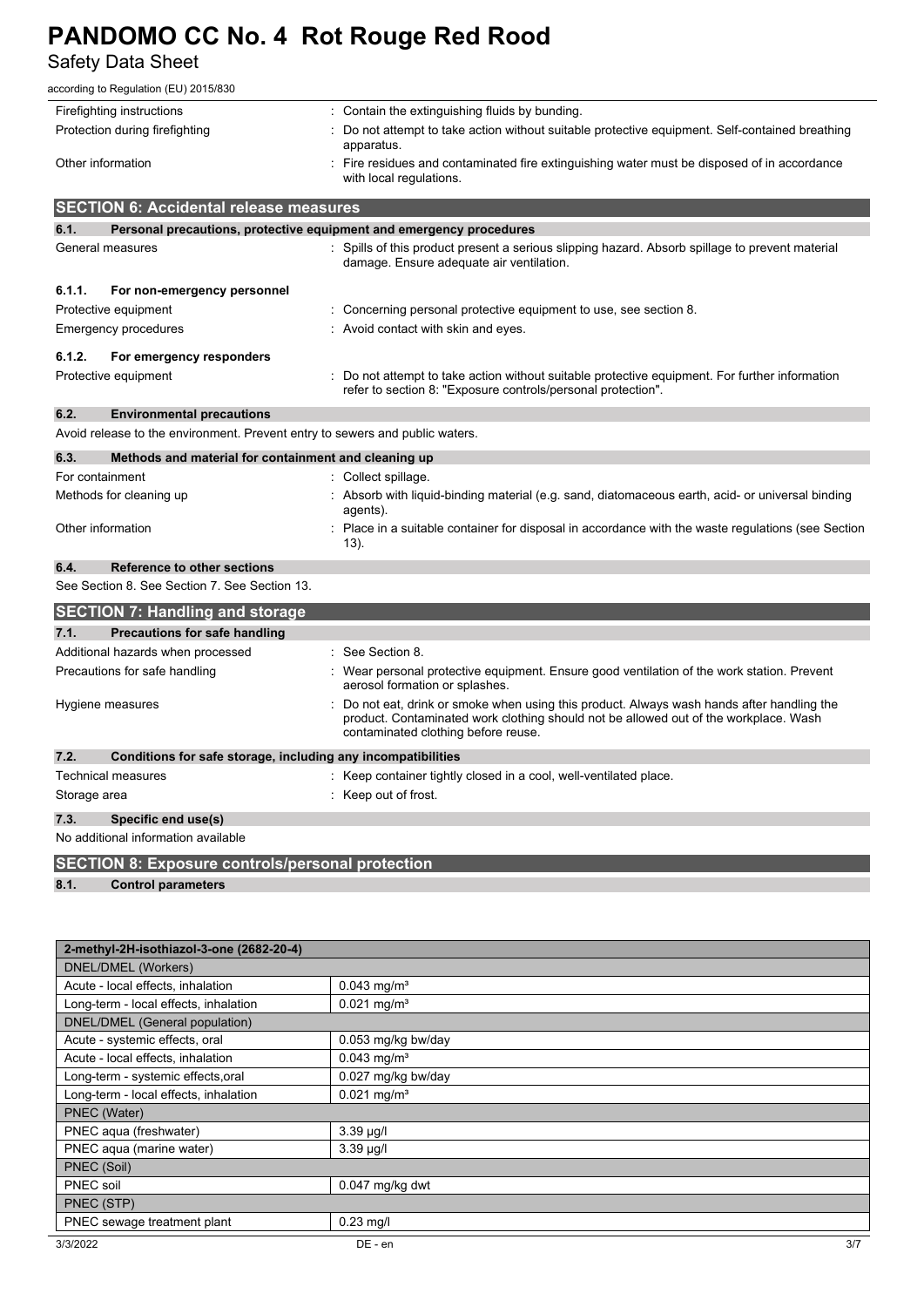| | |
|---|---|
| Firefighting instructions | : Contain the extinguishing fluids by bunding. |
| Protection during firefighting | : Do not attempt to take action without suitable protective equipment. Self-contained breathing apparatus. |
| Other information | : Fire residues and contaminated fire extinguishing water must be disposed of in accordance with local regulations. |

## SECTION 6: Accidental release measures

### 6.1. Personal precautions, protective equipment and emergency procedures

| | |
|---|---|
| General measures | : Spills of this product present a serious slipping hazard. Absorb spillage to prevent material damage. Ensure adequate air ventilation. |

#### 6.1.1. For non-emergency personnel

| | |
|---|---|
| Protective equipment | : Concerning personal protective equipment to use, see section 8. |
| Emergency procedures | : Avoid contact with skin and eyes. |

#### 6.1.2. For emergency responders

| | |
|---|---|
| Protective equipment | : Do not attempt to take action without suitable protective equipment. For further information refer to section 8: "Exposure controls/personal protection". |

### 6.2. Environmental precautions

Avoid release to the environment. Prevent entry to sewers and public waters.

### 6.3. Methods and material for containment and cleaning up

| | |
|---|---|
| For containment | : Collect spillage. |
| Methods for cleaning up | : Absorb with liquid-binding material (e.g. sand, diatomaceous earth, acid- or universal binding agents). |
| Other information | : Place in a suitable container for disposal in accordance with the waste regulations (see Section 13). |

### 6.4. Reference to other sections

See Section 8. See Section 7. See Section 13.

## SECTION 7: Handling and storage

### 7.1. Precautions for safe handling

| | |
|---|---|
| Additional hazards when processed | : See Section 8. |
| Precautions for safe handling | : Wear personal protective equipment. Ensure good ventilation of the work station. Prevent aerosol formation or splashes. |
| Hygiene measures | : Do not eat, drink or smoke when using this product. Always wash hands after handling the product. Contaminated work clothing should not be allowed out of the workplace. Wash contaminated clothing before reuse. |

### 7.2. Conditions for safe storage, including any incompatibilities

| | |
|---|---|
| Technical measures | : Keep container tightly closed in a cool, well-ventilated place. |
| Storage area | : Keep out of frost. |

### 7.3. Specific end use(s)

No additional information available

## SECTION 8: Exposure controls/personal protection

### 8.1. Control parameters

| 2-methyl-2H-isothiazol-3-one (2682-20-4) | |
|---|---|
| DNEL/DMEL (Workers) | |
| Acute - local effects, inhalation | 0.043 mg/m³ |
| Long-term - local effects, inhalation | 0.021 mg/m³ |
| DNEL/DMEL (General population) | |
| Acute - systemic effects, oral | 0.053 mg/kg bw/day |
| Acute - local effects, inhalation | 0.043 mg/m³ |
| Long-term - systemic effects,oral | 0.027 mg/kg bw/day |
| Long-term - local effects, inhalation | 0.021 mg/m³ |
| PNEC (Water) | |
| PNEC aqua (freshwater) | 3.39 µg/l |
| PNEC aqua (marine water) | 3.39 µg/l |
| PNEC (Soil) | |
| PNEC soil | 0.047 mg/kg dwt |
| PNEC (STP) | |
| PNEC sewage treatment plant | 0.23 mg/l |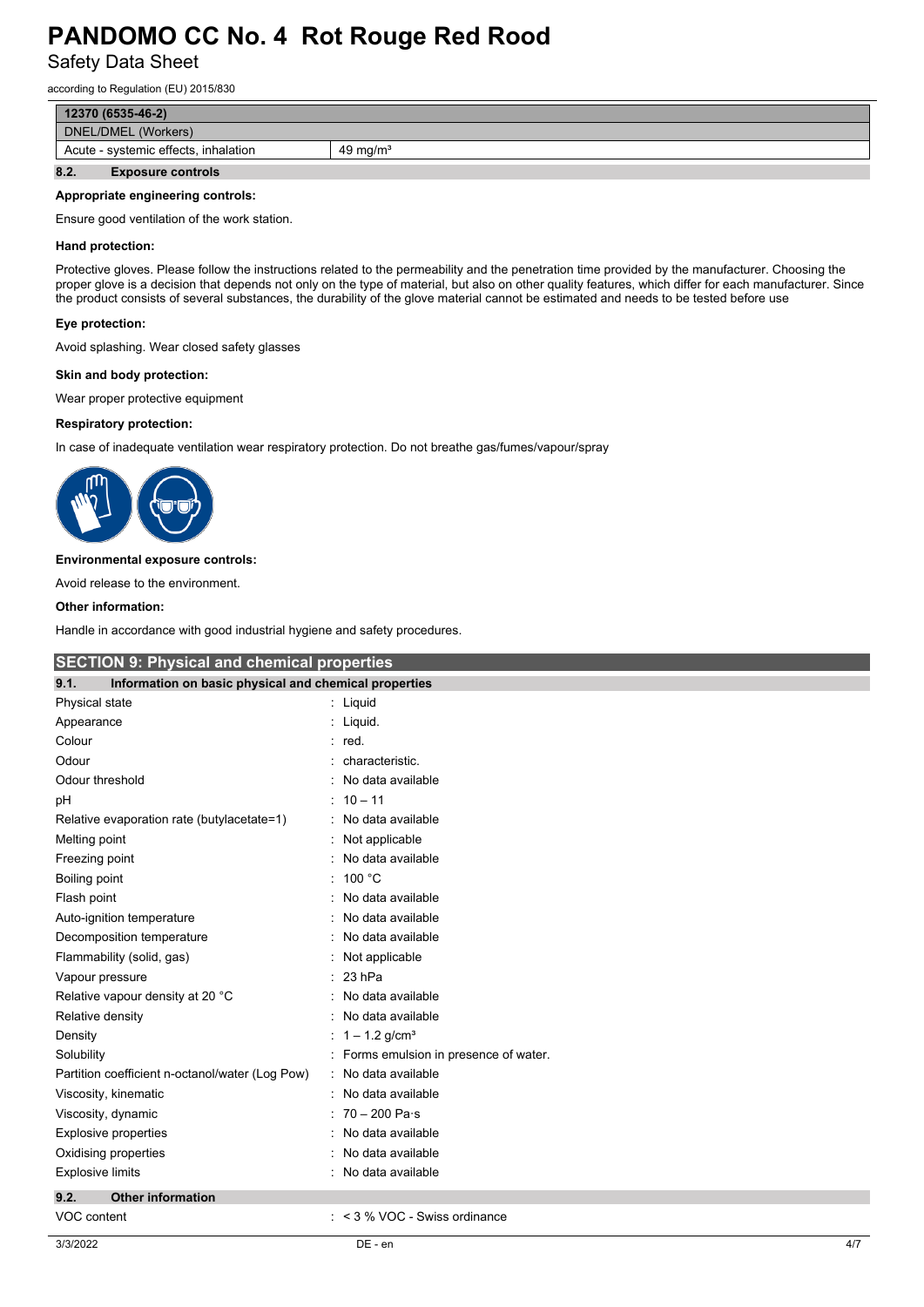| 12370 (6535-46-2) | |
|---|---|
| DNEL/DMEL (Workers) | |
| Acute - systemic effects, inhalation | 49 mg/m³ |

### 8.2. Exposure controls

**Appropriate engineering controls:**

Ensure good ventilation of the work station.

**Hand protection:**

Protective gloves. Please follow the instructions related to the permeability and the penetration time provided by the manufacturer. Choosing the proper glove is a decision that depends not only on the type of material, but also on other quality features, which differ for each manufacturer. Since the product consists of several substances, the durability of the glove material cannot be estimated and needs to be tested before use

**Eye protection:**

Avoid splashing. Wear closed safety glasses

**Skin and body protection:**

Wear proper protective equipment

**Respiratory protection:**

In case of inadequate ventilation wear respiratory protection. Do not breathe gas/fumes/vapour/spray

**Environmental exposure controls:**

Avoid release to the environment.

**Other information:**

Handle in accordance with good industrial hygiene and safety procedures.

## SECTION 9: Physical and chemical properties

### 9.1. Information on basic physical and chemical properties

| Property | Value |
|---|---|
| Physical state | Liquid |
| Appearance | Liquid. |
| Colour | red. |
| Odour | characteristic. |
| Odour threshold | No data available |
| pH | 10 – 11 |
| Relative evaporation rate (butylacetate=1) | No data available |
| Melting point | Not applicable |
| Freezing point | No data available |
| Boiling point | 100 °C |
| Flash point | No data available |
| Auto-ignition temperature | No data available |
| Decomposition temperature | No data available |
| Flammability (solid, gas) | Not applicable |
| Vapour pressure | 23 hPa |
| Relative vapour density at 20 °C | No data available |
| Relative density | No data available |
| Density | 1 – 1.2 g/cm³ |
| Solubility | Forms emulsion in presence of water. |
| Partition coefficient n-octanol/water (Log Pow) | No data available |
| Viscosity, kinematic | No data available |
| Viscosity, dynamic | 70 – 200 Pa·s |
| Explosive properties | No data available |
| Oxidising properties | No data available |
| Explosive limits | No data available |

### 9.2. Other information

| Property | Value |
|---|---|
| VOC content | < 3 % VOC - Swiss ordinance |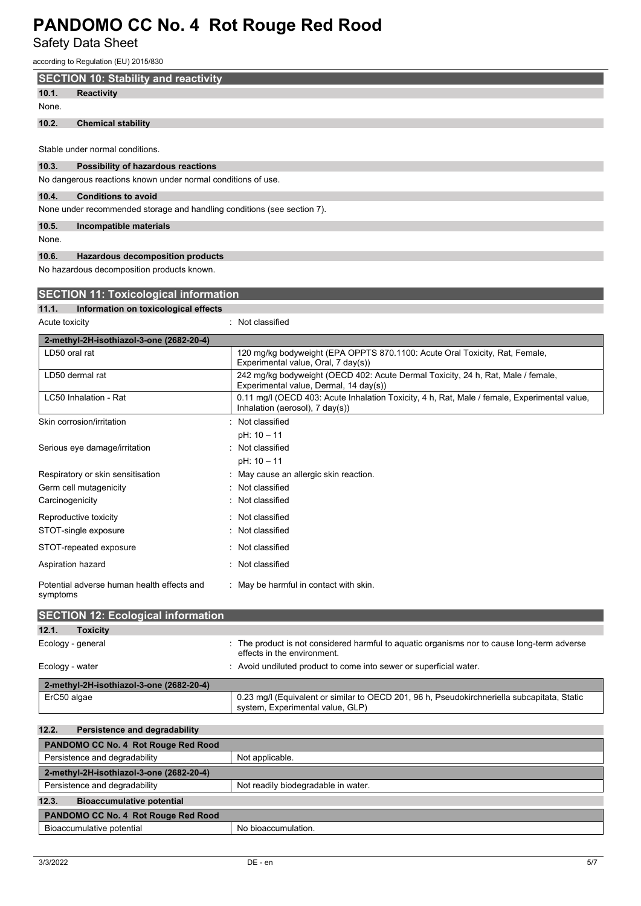## SECTION 10: Stability and reactivity

### 10.1. Reactivity

None.

### 10.2. Chemical stability

Stable under normal conditions.

### 10.3. Possibility of hazardous reactions

No dangerous reactions known under normal conditions of use.

### 10.4. Conditions to avoid

None under recommended storage and handling conditions (see section 7).

### 10.5. Incompatible materials

None.

### 10.6. Hazardous decomposition products

No hazardous decomposition products known.

## SECTION 11: Toxicological information

### 11.1. Information on toxicological effects

Acute toxicity : Not classified

| 2-methyl-2H-isothiazol-3-one (2682-20-4) | |
|---|---|
| LD50 oral rat | 120 mg/kg bodyweight (EPA OPPTS 870.1100: Acute Oral Toxicity, Rat, Female, Experimental value, Oral, 7 day(s)) |
| LD50 dermal rat | 242 mg/kg bodyweight (OECD 402: Acute Dermal Toxicity, 24 h, Rat, Male / female, Experimental value, Dermal, 14 day(s)) |
| LC50 Inhalation - Rat | 0.11 mg/l (OECD 403: Acute Inhalation Toxicity, 4 h, Rat, Male / female, Experimental value, Inhalation (aerosol), 7 day(s)) |

Skin corrosion/irritation : Not classified
pH: 10 – 11

Serious eye damage/irritation : Not classified
pH: 10 – 11

Respiratory or skin sensitisation : May cause an allergic skin reaction.

Germ cell mutagenicity : Not classified

Carcinogenicity : Not classified

Reproductive toxicity : Not classified

STOT-single exposure : Not classified

STOT-repeated exposure : Not classified

Aspiration hazard : Not classified

Potential adverse human health effects and symptoms : May be harmful in contact with skin.

## SECTION 12: Ecological information

### 12.1. Toxicity

Ecology - general : The product is not considered harmful to aquatic organisms nor to cause long-term adverse effects in the environment.

Ecology - water : Avoid undiluted product to come into sewer or superficial water.

| 2-methyl-2H-isothiazol-3-one (2682-20-4) | |
|---|---|
| ErC50 algae | 0.23 mg/l (Equivalent or similar to OECD 201, 96 h, Pseudokirchneriella subcapitata, Static system, Experimental value, GLP) |

### 12.2. Persistence and degradability

| PANDOMO CC No. 4 Rot Rouge Red Rood | |
|---|---|
| Persistence and degradability | Not applicable. |
| **2-methyl-2H-isothiazol-3-one (2682-20-4)** | |
| Persistence and degradability | Not readily biodegradable in water. |

### 12.3. Bioaccumulative potential

| PANDOMO CC No. 4 Rot Rouge Red Rood | |
|---|---|
| Bioaccumulative potential | No bioaccumulation. |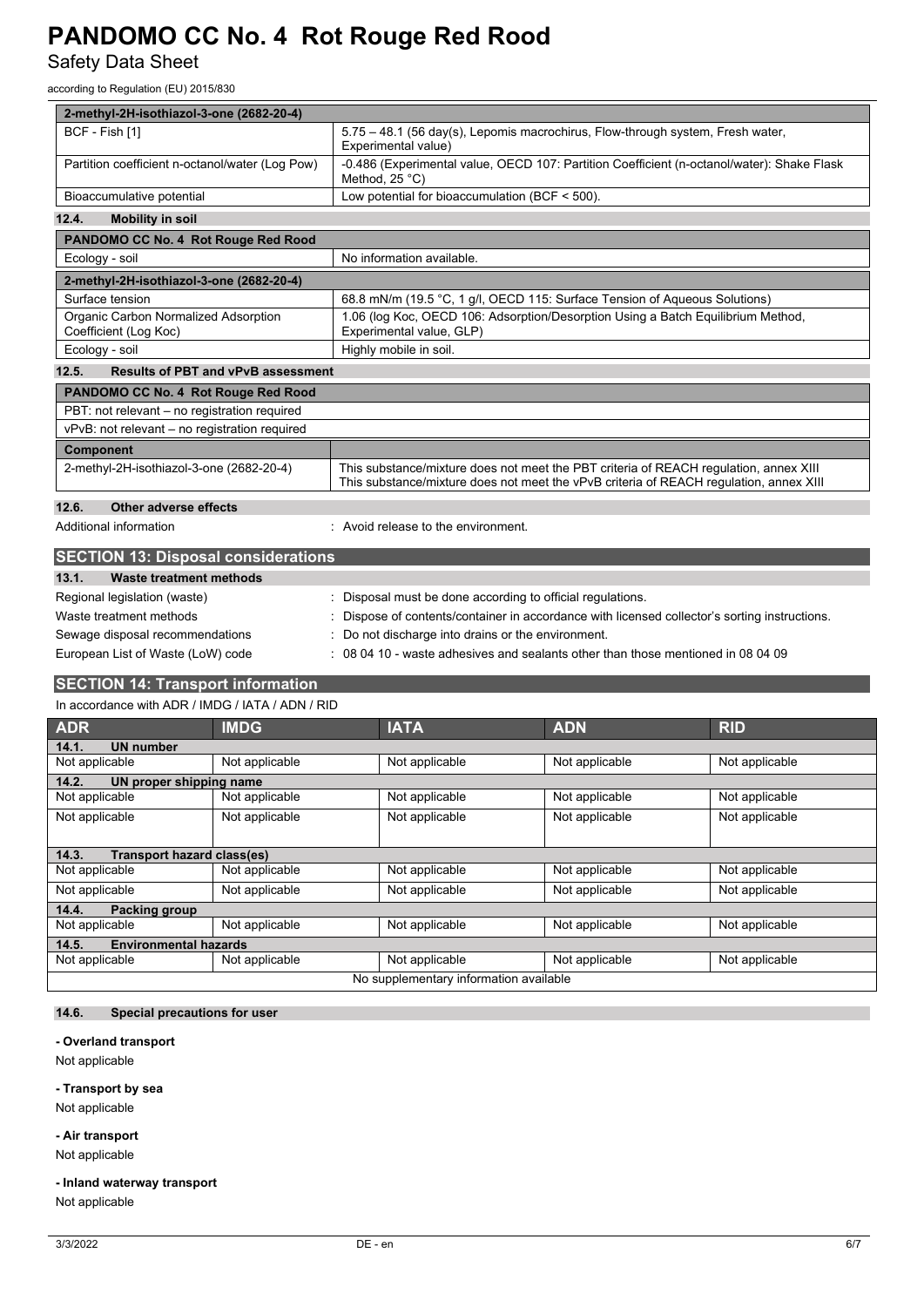| 2-methyl-2H-isothiazol-3-one (2682-20-4) | |
|---|---|
| BCF - Fish [1] | 5.75 – 48.1 (56 day(s), Lepomis macrochirus, Flow-through system, Fresh water, Experimental value) |
| Partition coefficient n-octanol/water (Log Pow) | -0.486 (Experimental value, OECD 107: Partition Coefficient (n-octanol/water): Shake Flask Method, 25 °C) |
| Bioaccumulative potential | Low potential for bioaccumulation (BCF < 500). |

### 12.4. Mobility in soil

| PANDOMO CC No. 4 Rot Rouge Red Rood | |
|---|---|
| Ecology - soil | No information available. |

| 2-methyl-2H-isothiazol-3-one (2682-20-4) | |
|---|---|
| Surface tension | 68.8 mN/m (19.5 °C, 1 g/l, OECD 115: Surface Tension of Aqueous Solutions) |
| Organic Carbon Normalized Adsorption Coefficient (Log Koc) | 1.06 (log Koc, OECD 106: Adsorption/Desorption Using a Batch Equilibrium Method, Experimental value, GLP) |
| Ecology - soil | Highly mobile in soil. |

### 12.5. Results of PBT and vPvB assessment

| PANDOMO CC No. 4 Rot Rouge Red Rood |
|---|
| PBT: not relevant – no registration required |
| vPvB: not relevant – no registration required |

| Component | |
|---|---|
| 2-methyl-2H-isothiazol-3-one (2682-20-4) | This substance/mixture does not meet the PBT criteria of REACH regulation, annex XIII<br>This substance/mixture does not meet the vPvB criteria of REACH regulation, annex XIII |

### 12.6. Other adverse effects

Additional information : Avoid release to the environment.

## SECTION 13: Disposal considerations

### 13.1. Waste treatment methods

Regional legislation (waste) : Disposal must be done according to official regulations.

Waste treatment methods : Dispose of contents/container in accordance with licensed collector's sorting instructions.

Sewage disposal recommendations : Do not discharge into drains or the environment.

European List of Waste (LoW) code : 08 04 10 - waste adhesives and sealants other than those mentioned in 08 04 09

## SECTION 14: Transport information

In accordance with ADR / IMDG / IATA / ADN / RID

| ADR | IMDG | IATA | ADN | RID |
|---|---|---|---|---|
| **14.1. UN number** | | | | |
| Not applicable | Not applicable | Not applicable | Not applicable | Not applicable |
| **14.2. UN proper shipping name** | | | | |
| Not applicable | Not applicable | Not applicable | Not applicable | Not applicable |
| Not applicable | Not applicable | Not applicable | Not applicable | Not applicable |
| **14.3. Transport hazard class(es)** | | | | |
| Not applicable | Not applicable | Not applicable | Not applicable | Not applicable |
| Not applicable | Not applicable | Not applicable | Not applicable | Not applicable |
| **14.4. Packing group** | | | | |
| Not applicable | Not applicable | Not applicable | Not applicable | Not applicable |
| **14.5. Environmental hazards** | | | | |
| Not applicable | Not applicable | Not applicable | Not applicable | Not applicable |
| No supplementary information available | | | | |

### 14.6. Special precautions for user

**- Overland transport**

Not applicable

**- Transport by sea**

Not applicable

**- Air transport**

Not applicable

**- Inland waterway transport**

Not applicable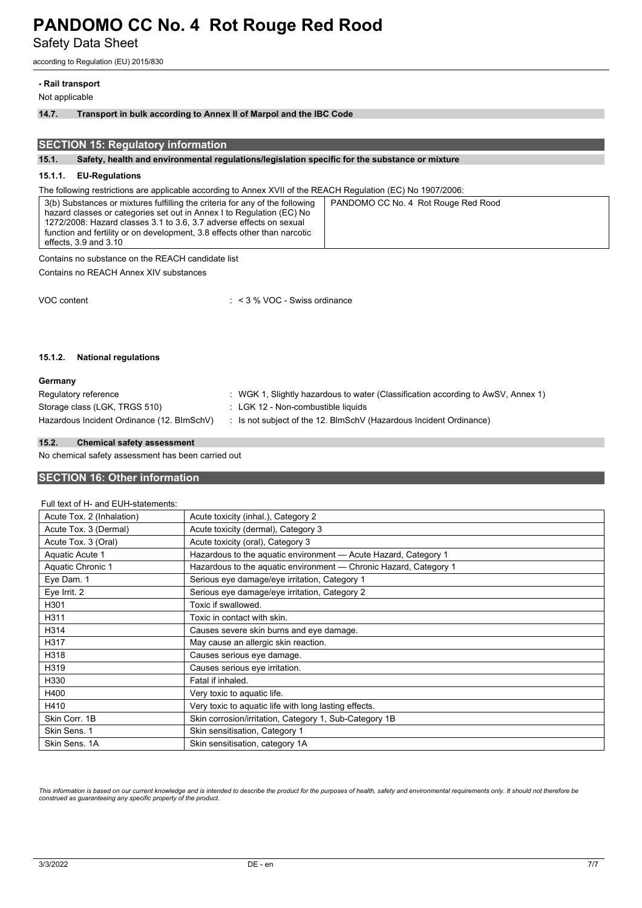**- Rail transport**

Not applicable

### 14.7. Transport in bulk according to Annex II of Marpol and the IBC Code

## SECTION 15: Regulatory information

### 15.1. Safety, health and environmental regulations/legislation specific for the substance or mixture

#### 15.1.1. EU-Regulations

The following restrictions are applicable according to Annex XVII of the REACH Regulation (EC) No 1907/2006:

| | |
|---|---|
| 3(b) Substances or mixtures fulfilling the criteria for any of the following hazard classes or categories set out in Annex I to Regulation (EC) No 1272/2008: Hazard classes 3.1 to 3.6, 3.7 adverse effects on sexual function and fertility or on development, 3.8 effects other than narcotic effects, 3.9 and 3.10 | PANDOMO CC No. 4 Rot Rouge Red Rood |

Contains no substance on the REACH candidate list

Contains no REACH Annex XIV substances

VOC content : < 3 % VOC - Swiss ordinance

#### 15.1.2. National regulations

**Germany**

Regulatory reference : WGK 1, Slightly hazardous to water (Classification according to AwSV, Annex 1)

Storage class (LGK, TRGS 510) : LGK 12 - Non-combustible liquids

Hazardous Incident Ordinance (12. BImSchV) : Is not subject of the 12. BlmSchV (Hazardous Incident Ordinance)

### 15.2. Chemical safety assessment

No chemical safety assessment has been carried out

## SECTION 16: Other information

Full text of H- and EUH-statements:

| | |
|---|---|
| Acute Tox. 2 (Inhalation) | Acute toxicity (inhal.), Category 2 |
| Acute Tox. 3 (Dermal) | Acute toxicity (dermal), Category 3 |
| Acute Tox. 3 (Oral) | Acute toxicity (oral), Category 3 |
| Aquatic Acute 1 | Hazardous to the aquatic environment — Acute Hazard, Category 1 |
| Aquatic Chronic 1 | Hazardous to the aquatic environment — Chronic Hazard, Category 1 |
| Eye Dam. 1 | Serious eye damage/eye irritation, Category 1 |
| Eye Irrit. 2 | Serious eye damage/eye irritation, Category 2 |
| H301 | Toxic if swallowed. |
| H311 | Toxic in contact with skin. |
| H314 | Causes severe skin burns and eye damage. |
| H317 | May cause an allergic skin reaction. |
| H318 | Causes serious eye damage. |
| H319 | Causes serious eye irritation. |
| H330 | Fatal if inhaled. |
| H400 | Very toxic to aquatic life. |
| H410 | Very toxic to aquatic life with long lasting effects. |
| Skin Corr. 1B | Skin corrosion/irritation, Category 1, Sub-Category 1B |
| Skin Sens. 1 | Skin sensitisation, Category 1 |
| Skin Sens. 1A | Skin sensitisation, category 1A |

*This information is based on our current knowledge and is intended to describe the product for the purposes of health, safety and environmental requirements only. It should not therefore be construed as guaranteeing any specific property of the product.*